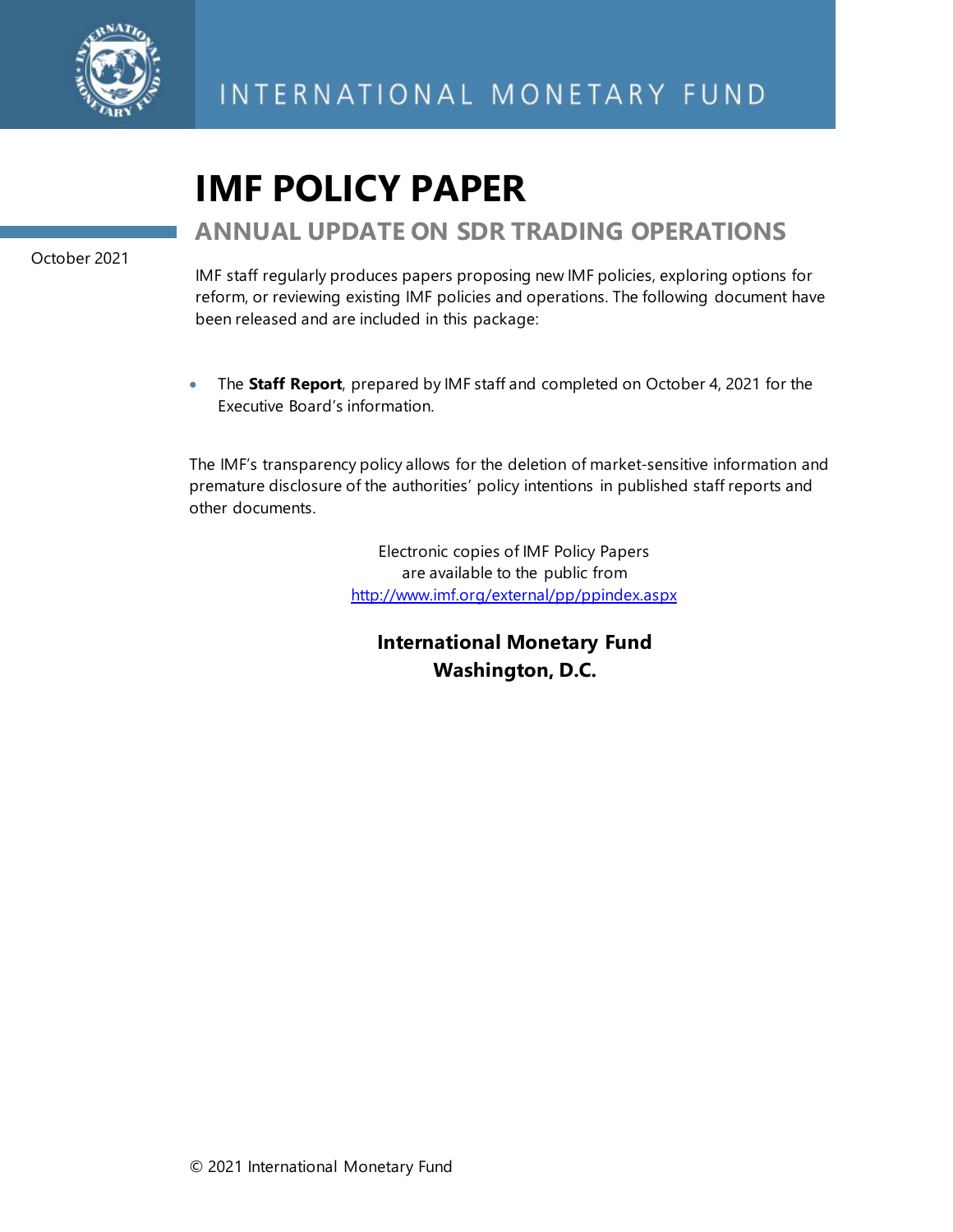INTERNATIONAL MONETARY FUND

# IMF POLICY PAPER

## ANNUAL UPDATE ON SDR TRADING OPERATIONS

October 2021

IMF staff regularly produces papers proposing new IMF policies, exploring options for reform, or reviewing existing IMF policies and operations. The following document have been released and are included in this package:

- The **Staff Report**, prepared by IMF staff and completed on October 4, 2021 for the Executive Board's information.

The IMF's transparency policy allows for the deletion of market-sensitive information and premature disclosure of the authorities' policy intentions in published staff reports and other documents.

Electronic copies of IMF Policy Papers
are available to the public from
http://www.imf.org/external/pp/ppindex.aspx

**International Monetary Fund**
**Washington, D.C.**

© 2021 International Monetary Fund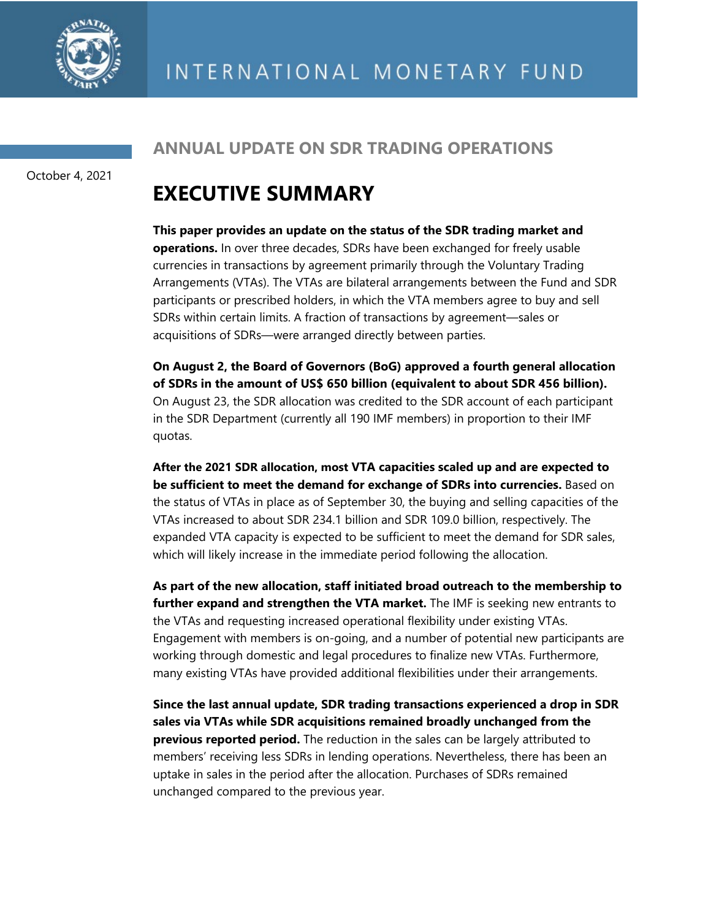INTERNATIONAL MONETARY FUND

## ANNUAL UPDATE ON SDR TRADING OPERATIONS

October 4, 2021

# EXECUTIVE SUMMARY

**This paper provides an update on the status of the SDR trading market and operations.** In over three decades, SDRs have been exchanged for freely usable currencies in transactions by agreement primarily through the Voluntary Trading Arrangements (VTAs). The VTAs are bilateral arrangements between the Fund and SDR participants or prescribed holders, in which the VTA members agree to buy and sell SDRs within certain limits. A fraction of transactions by agreement—sales or acquisitions of SDRs—were arranged directly between parties.

**On August 2, the Board of Governors (BoG) approved a fourth general allocation of SDRs in the amount of US$ 650 billion (equivalent to about SDR 456 billion).** On August 23, the SDR allocation was credited to the SDR account of each participant in the SDR Department (currently all 190 IMF members) in proportion to their IMF quotas.

**After the 2021 SDR allocation, most VTA capacities scaled up and are expected to be sufficient to meet the demand for exchange of SDRs into currencies.** Based on the status of VTAs in place as of September 30, the buying and selling capacities of the VTAs increased to about SDR 234.1 billion and SDR 109.0 billion, respectively. The expanded VTA capacity is expected to be sufficient to meet the demand for SDR sales, which will likely increase in the immediate period following the allocation.

**As part of the new allocation, staff initiated broad outreach to the membership to further expand and strengthen the VTA market.** The IMF is seeking new entrants to the VTAs and requesting increased operational flexibility under existing VTAs. Engagement with members is on-going, and a number of potential new participants are working through domestic and legal procedures to finalize new VTAs. Furthermore, many existing VTAs have provided additional flexibilities under their arrangements.

**Since the last annual update, SDR trading transactions experienced a drop in SDR sales via VTAs while SDR acquisitions remained broadly unchanged from the previous reported period.** The reduction in the sales can be largely attributed to members' receiving less SDRs in lending operations. Nevertheless, there has been an uptake in sales in the period after the allocation. Purchases of SDRs remained unchanged compared to the previous year.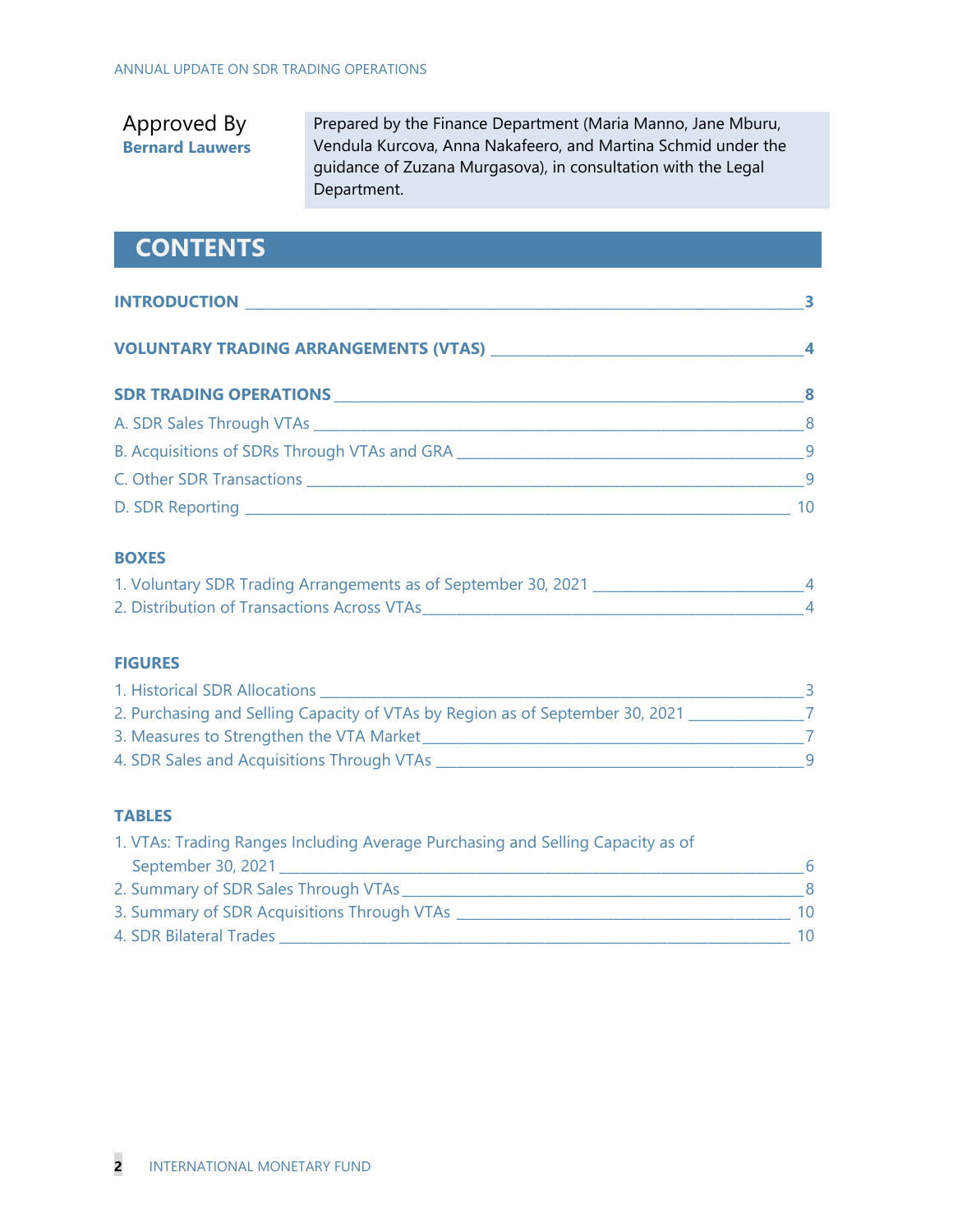Approved By
**Bernard Lauwers**

Prepared by the Finance Department (Maria Manno, Jane Mburu, Vendula Kurcova, Anna Nakafeero, and Martina Schmid under the guidance of Zuzana Murgasova), in consultation with the Legal Department.

## CONTENTS

**INTRODUCTION** ______ 3

**VOLUNTARY TRADING ARRANGEMENTS (VTAS)** ______ 4

**SDR TRADING OPERATIONS** ______ 8

A. SDR Sales Through VTAs ______ 8

B. Acquisitions of SDRs Through VTAs and GRA ______ 9

C. Other SDR Transactions ______ 9

D. SDR Reporting ______ 10

**BOXES**

1. Voluntary SDR Trading Arrangements as of September 30, 2021 ______ 4
2. Distribution of Transactions Across VTAs ______ 4

**FIGURES**

1. Historical SDR Allocations ______ 3
2. Purchasing and Selling Capacity of VTAs by Region as of September 30, 2021 ______ 7
3. Measures to Strengthen the VTA Market ______ 7
4. SDR Sales and Acquisitions Through VTAs ______ 9

**TABLES**

1. VTAs: Trading Ranges Including Average Purchasing and Selling Capacity as of September 30, 2021 ______ 6
2. Summary of SDR Sales Through VTAs ______ 8
3. Summary of SDR Acquisitions Through VTAs ______ 10
4. SDR Bilateral Trades ______ 10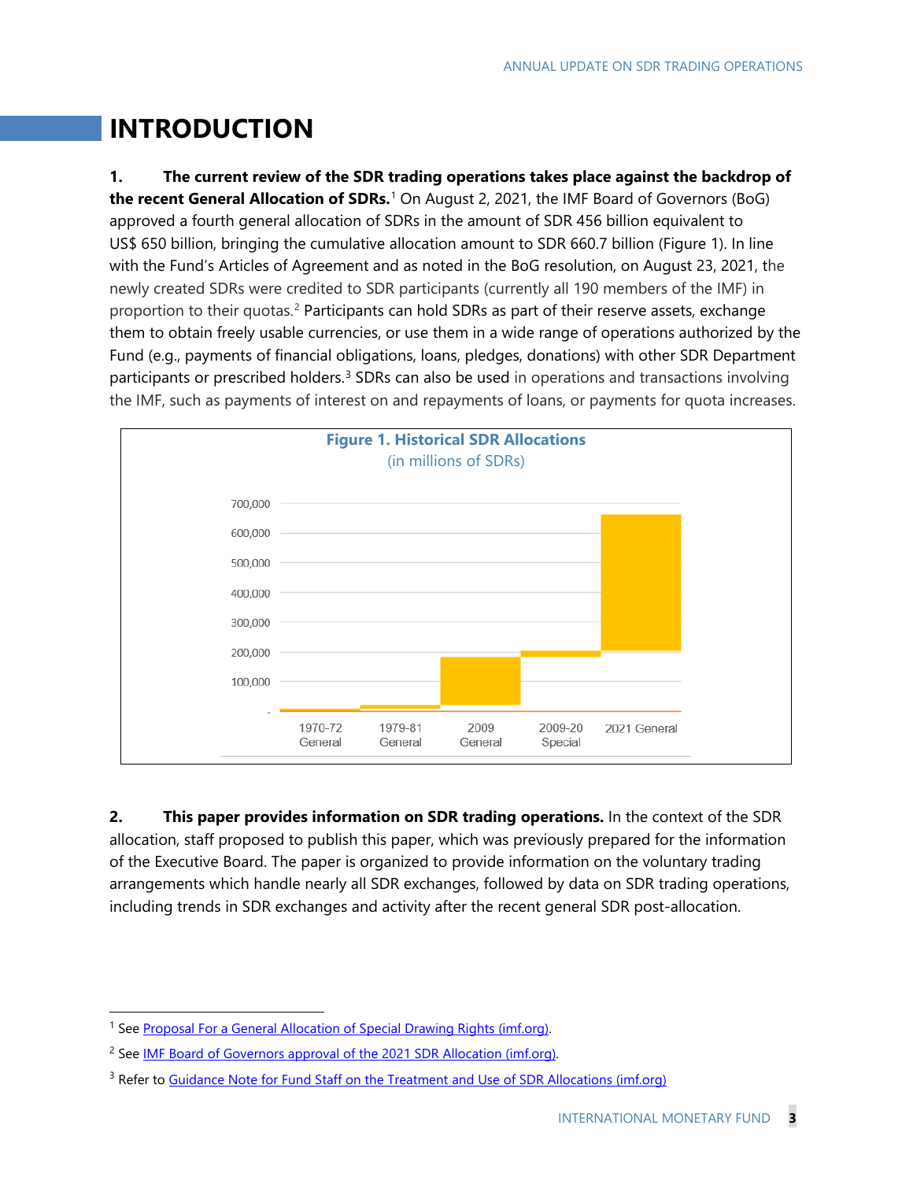# INTRODUCTION

**1. The current review of the SDR trading operations takes place against the backdrop of the recent General Allocation of SDRs.**[1] On August 2, 2021, the IMF Board of Governors (BoG) approved a fourth general allocation of SDRs in the amount of SDR 456 billion equivalent to US$ 650 billion, bringing the cumulative allocation amount to SDR 660.7 billion (Figure 1). In line with the Fund's Articles of Agreement and as noted in the BoG resolution, on August 23, 2021, the newly created SDRs were credited to SDR participants (currently all 190 members of the IMF) in proportion to their quotas.[2] Participants can hold SDRs as part of their reserve assets, exchange them to obtain freely usable currencies, or use them in a wide range of operations authorized by the Fund (e.g., payments of financial obligations, loans, pledges, donations) with other SDR Department participants or prescribed holders.[3] SDRs can also be used in operations and transactions involving the IMF, such as payments of interest on and repayments of loans, or payments for quota increases.

**Figure 1. Historical SDR Allocations**
(in millions of SDRs)

**2. This paper provides information on SDR trading operations.** In the context of the SDR allocation, staff proposed to publish this paper, which was previously prepared for the information of the Executive Board. The paper is organized to provide information on the voluntary trading arrangements which handle nearly all SDR exchanges, followed by data on SDR trading operations, including trends in SDR exchanges and activity after the recent general SDR post-allocation.

---

[1] See Proposal For a General Allocation of Special Drawing Rights (imf.org).

[2] See IMF Board of Governors approval of the 2021 SDR Allocation (imf.org).

[3] Refer to Guidance Note for Fund Staff on the Treatment and Use of SDR Allocations (imf.org)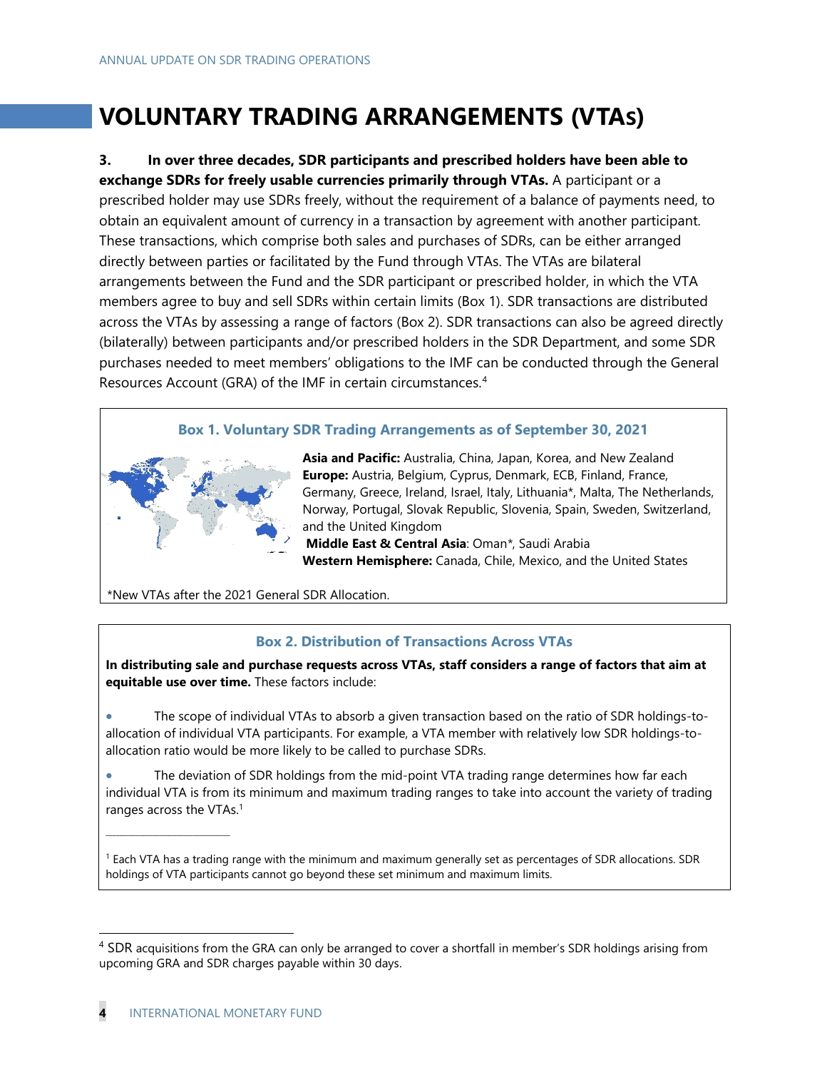# VOLUNTARY TRADING ARRANGEMENTS (VTAs)

**3. In over three decades, SDR participants and prescribed holders have been able to exchange SDRs for freely usable currencies primarily through VTAs.** A participant or a prescribed holder may use SDRs freely, without the requirement of a balance of payments need, to obtain an equivalent amount of currency in a transaction by agreement with another participant. These transactions, which comprise both sales and purchases of SDRs, can be either arranged directly between parties or facilitated by the Fund through VTAs. The VTAs are bilateral arrangements between the Fund and the SDR participant or prescribed holder, in which the VTA members agree to buy and sell SDRs within certain limits (Box 1). SDR transactions are distributed across the VTAs by assessing a range of factors (Box 2). SDR transactions can also be agreed directly (bilaterally) between participants and/or prescribed holders in the SDR Department, and some SDR purchases needed to meet members' obligations to the IMF can be conducted through the General Resources Account (GRA) of the IMF in certain circumstances.[4]

### Box 1. Voluntary SDR Trading Arrangements as of September 30, 2021

**Asia and Pacific:** Australia, China, Japan, Korea, and New Zealand
**Europe:** Austria, Belgium, Cyprus, Denmark, ECB, Finland, France, Germany, Greece, Ireland, Israel, Italy, Lithuania*, Malta, The Netherlands, Norway, Portugal, Slovak Republic, Slovenia, Spain, Sweden, Switzerland, and the United Kingdom
**Middle East & Central Asia**: Oman*, Saudi Arabia
**Western Hemisphere:** Canada, Chile, Mexico, and the United States

*New VTAs after the 2021 General SDR Allocation.

### Box 2. Distribution of Transactions Across VTAs

**In distributing sale and purchase requests across VTAs, staff considers a range of factors that aim at equitable use over time.** These factors include:

- The scope of individual VTAs to absorb a given transaction based on the ratio of SDR holdings-to-allocation of individual VTA participants. For example, a VTA member with relatively low SDR holdings-to-allocation ratio would be more likely to be called to purchase SDRs.
- The deviation of SDR holdings from the mid-point VTA trading range determines how far each individual VTA is from its minimum and maximum trading ranges to take into account the variety of trading ranges across the VTAs.[1]

[1] Each VTA has a trading range with the minimum and maximum generally set as percentages of SDR allocations. SDR holdings of VTA participants cannot go beyond these set minimum and maximum limits.

[4] SDR acquisitions from the GRA can only be arranged to cover a shortfall in member's SDR holdings arising from upcoming GRA and SDR charges payable within 30 days.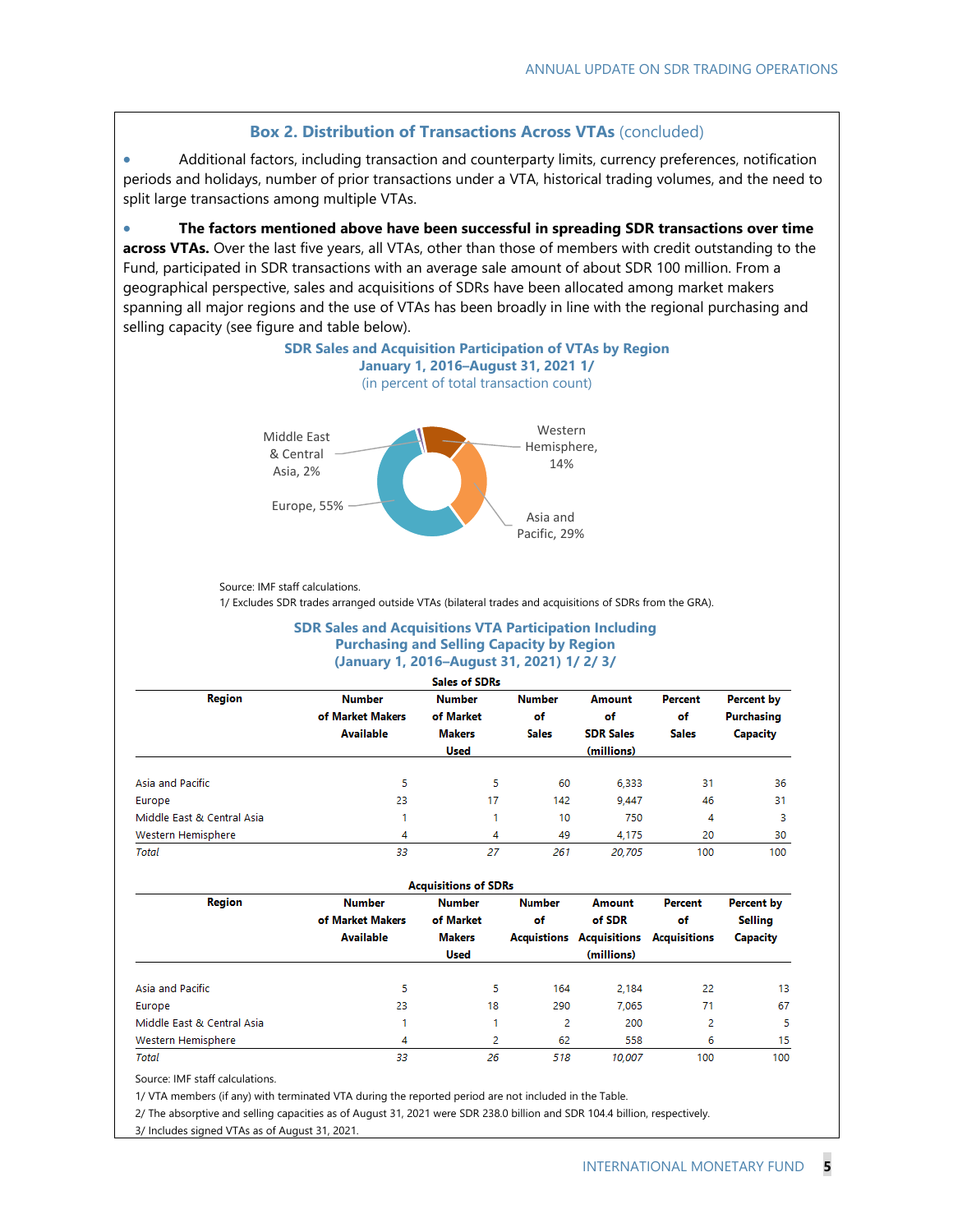### Box 2. Distribution of Transactions Across VTAs (concluded)

- Additional factors, including transaction and counterparty limits, currency preferences, notification periods and holidays, number of prior transactions under a VTA, historical trading volumes, and the need to split large transactions among multiple VTAs.

- **The factors mentioned above have been successful in spreading SDR transactions over time across VTAs.** Over the last five years, all VTAs, other than those of members with credit outstanding to the Fund, participated in SDR transactions with an average sale amount of about SDR 100 million. From a geographical perspective, sales and acquisitions of SDRs have been allocated among market makers spanning all major regions and the use of VTAs has been broadly in line with the regional purchasing and selling capacity (see figure and table below).

**SDR Sales and Acquisition Participation of VTAs by Region**
**January 1, 2016–August 31, 2021 1/**
(in percent of total transaction count)

Middle East & Central Asia, 2%; Western Hemisphere, 14%; Europe, 55%; Asia and Pacific, 29%

Source: IMF staff calculations.
1/ Excludes SDR trades arranged outside VTAs (bilateral trades and acquisitions of SDRs from the GRA).

**SDR Sales and Acquisitions VTA Participation Including Purchasing and Selling Capacity by Region**
**(January 1, 2016–August 31, 2021) 1/ 2/ 3/**

**Sales of SDRs**

| Region | Number of Market Makers Available | Number of Market Makers Used | Number of Sales | Amount of SDR Sales (millions) | Percent of Sales | Percent by Purchasing Capacity |
|---|---|---|---|---|---|---|
| Asia and Pacific | 5 | 5 | 60 | 6,333 | 31 | 36 |
| Europe | 23 | 17 | 142 | 9,447 | 46 | 31 |
| Middle East & Central Asia | 1 | 1 | 10 | 750 | 4 | 3 |
| Western Hemisphere | 4 | 4 | 49 | 4,175 | 20 | 30 |
| *Total* | *33* | *27* | *261* | *20,705* | 100 | 100 |

**Acquisitions of SDRs**

| Region | Number of Market Makers Available | Number of Market Makers Used | Number of Acquistions | Amount of SDR Acquisitions (millions) | Percent of Acquisitions | Percent by Selling Capacity |
|---|---|---|---|---|---|---|
| Asia and Pacific | 5 | 5 | 164 | 2,184 | 22 | 13 |
| Europe | 23 | 18 | 290 | 7,065 | 71 | 67 |
| Middle East & Central Asia | 1 | 1 | 2 | 200 | 2 | 5 |
| Western Hemisphere | 4 | 2 | 62 | 558 | 6 | 15 |
| *Total* | *33* | *26* | *518* | *10,007* | 100 | 100 |

Source: IMF staff calculations.
1/ VTA members (if any) with terminated VTA during the reported period are not included in the Table.
2/ The absorptive and selling capacities as of August 31, 2021 were SDR 238.0 billion and SDR 104.4 billion, respectively.
3/ Includes signed VTAs as of August 31, 2021.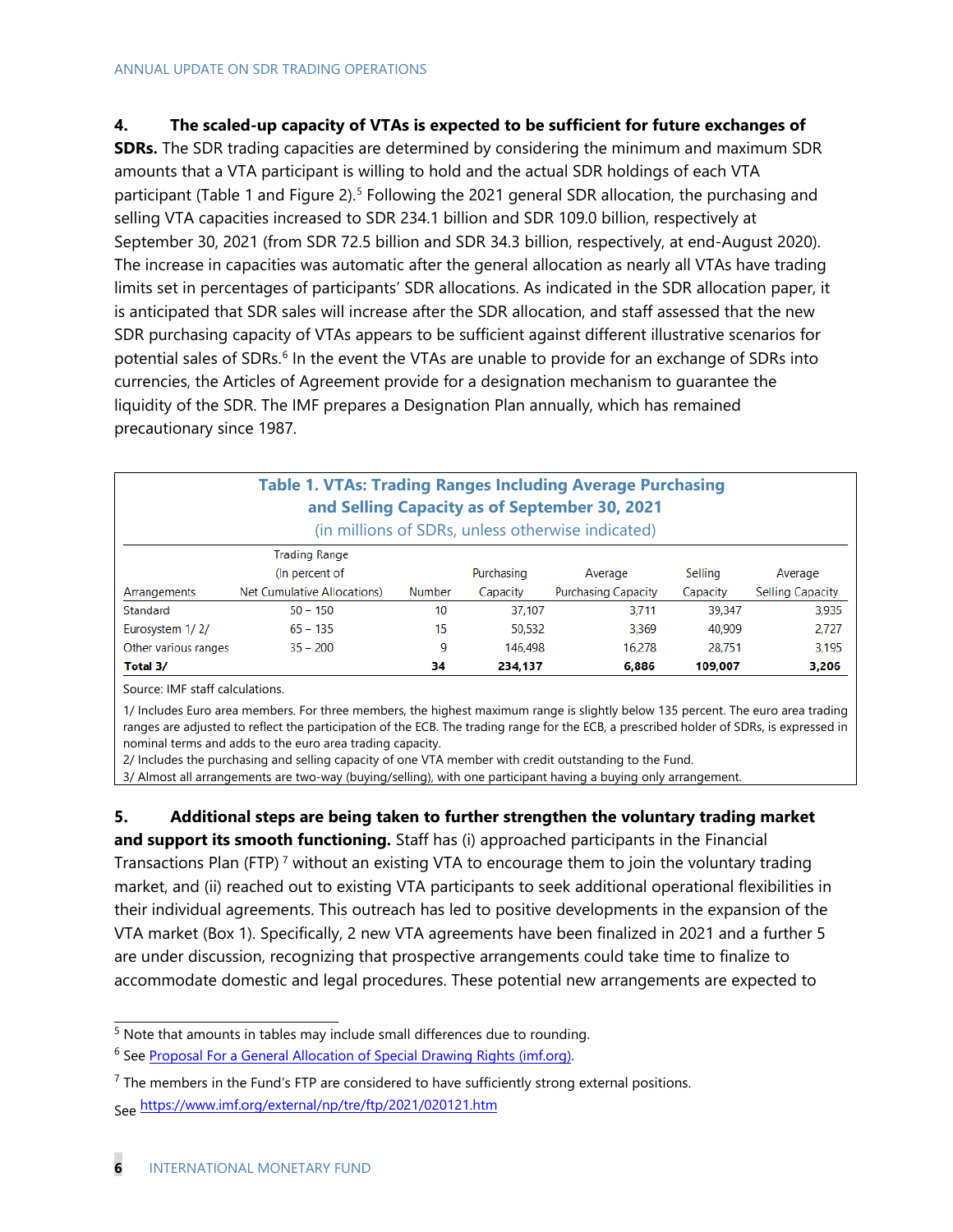**4. The scaled-up capacity of VTAs is expected to be sufficient for future exchanges of SDRs.** The SDR trading capacities are determined by considering the minimum and maximum SDR amounts that a VTA participant is willing to hold and the actual SDR holdings of each VTA participant (Table 1 and Figure 2).[5] Following the 2021 general SDR allocation, the purchasing and selling VTA capacities increased to SDR 234.1 billion and SDR 109.0 billion, respectively at September 30, 2021 (from SDR 72.5 billion and SDR 34.3 billion, respectively, at end-August 2020). The increase in capacities was automatic after the general allocation as nearly all VTAs have trading limits set in percentages of participants' SDR allocations. As indicated in the SDR allocation paper, it is anticipated that SDR sales will increase after the SDR allocation, and staff assessed that the new SDR purchasing capacity of VTAs appears to be sufficient against different illustrative scenarios for potential sales of SDRs.[6] In the event the VTAs are unable to provide for an exchange of SDRs into currencies, the Articles of Agreement provide for a designation mechanism to guarantee the liquidity of the SDR. The IMF prepares a Designation Plan annually, which has remained precautionary since 1987.

**Table 1. VTAs: Trading Ranges Including Average Purchasing and Selling Capacity as of September 30, 2021**
(in millions of SDRs, unless otherwise indicated)

| Arrangements | Trading Range (In percent of Net Cumulative Allocations) | Number | Purchasing Capacity | Average Purchasing Capacity | Selling Capacity | Average Selling Capacity |
|---|---|---|---|---|---|---|
| Standard | 50 – 150 | 10 | 37,107 | 3,711 | 39,347 | 3,935 |
| Eurosystem 1/ 2/ | 65 – 135 | 15 | 50,532 | 3,369 | 40,909 | 2,727 |
| Other various ranges | 35 – 200 | 9 | 146,498 | 16,278 | 28,751 | 3,195 |
| **Total 3/** | | **34** | **234,137** | **6,886** | **109,007** | **3,206** |

Source: IMF staff calculations.

1/ Includes Euro area members. For three members, the highest maximum range is slightly below 135 percent. The euro area trading ranges are adjusted to reflect the participation of the ECB. The trading range for the ECB, a prescribed holder of SDRs, is expressed in nominal terms and adds to the euro area trading capacity.

2/ Includes the purchasing and selling capacity of one VTA member with credit outstanding to the Fund.

3/ Almost all arrangements are two-way (buying/selling), with one participant having a buying only arrangement.

**5. Additional steps are being taken to further strengthen the voluntary trading market and support its smooth functioning.** Staff has (i) approached participants in the Financial Transactions Plan (FTP)[7] without an existing VTA to encourage them to join the voluntary trading market, and (ii) reached out to existing VTA participants to seek additional operational flexibilities in their individual agreements. This outreach has led to positive developments in the expansion of the VTA market (Box 1). Specifically, 2 new VTA agreements have been finalized in 2021 and a further 5 are under discussion, recognizing that prospective arrangements could take time to finalize to accommodate domestic and legal procedures. These potential new arrangements are expected to

[5] Note that amounts in tables may include small differences due to rounding.

[6] See [Proposal For a General Allocation of Special Drawing Rights (imf.org)](#).

[7] The members in the Fund's FTP are considered to have sufficiently strong external positions. See https://www.imf.org/external/np/tre/ftp/2021/020121.htm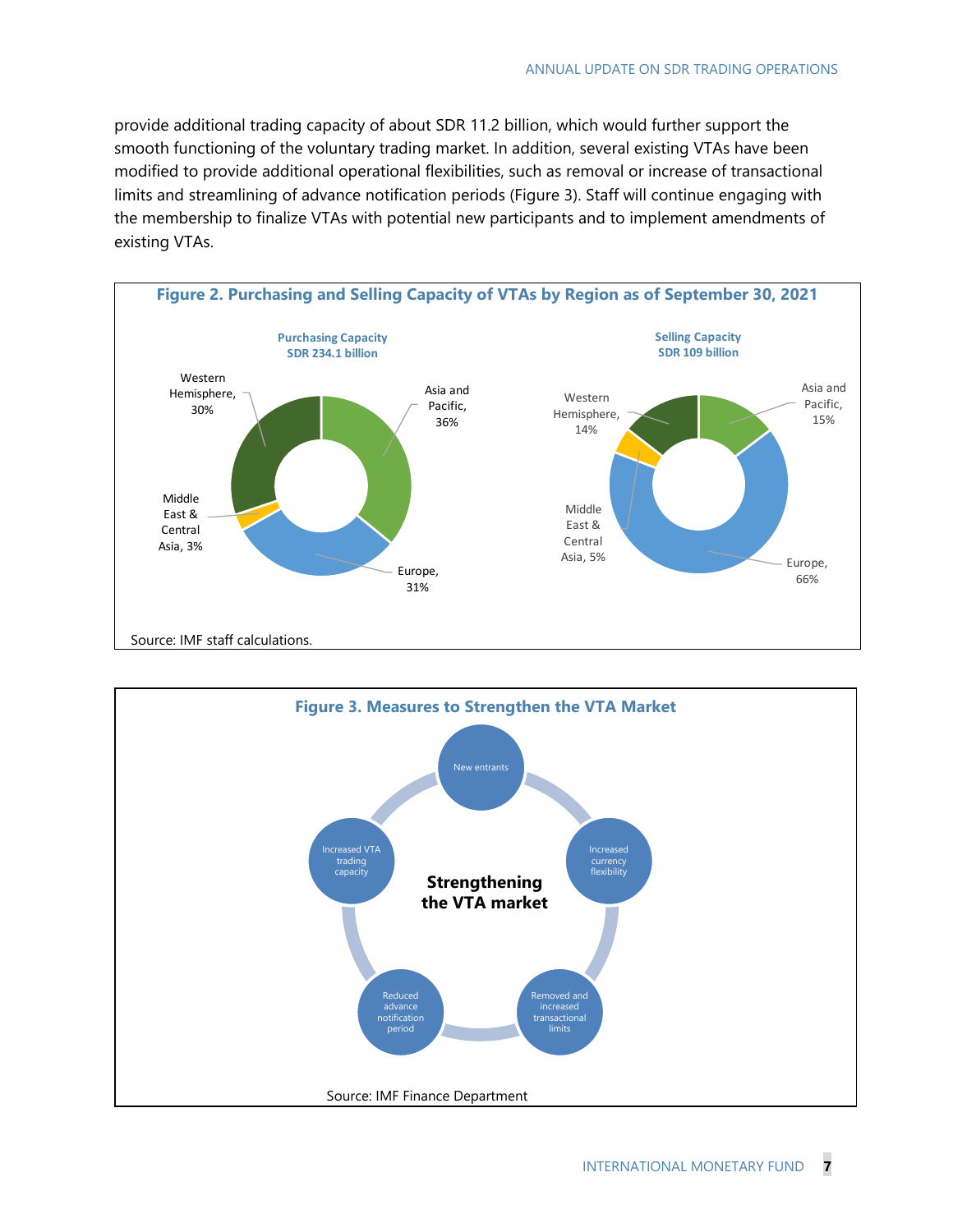provide additional trading capacity of about SDR 11.2 billion, which would further support the smooth functioning of the voluntary trading market. In addition, several existing VTAs have been modified to provide additional operational flexibilities, such as removal or increase of transactional limits and streamlining of advance notification periods (Figure 3). Staff will continue engaging with the membership to finalize VTAs with potential new participants and to implement amendments of existing VTAs.

**Figure 2. Purchasing and Selling Capacity of VTAs by Region as of September 30, 2021**

**Purchasing Capacity**
**SDR 234.1 billion**

| Region | Share |
|---|---|
| Asia and Pacific | 36% |
| Europe | 31% |
| Middle East & Central Asia | 3% |
| Western Hemisphere | 30% |

**Selling Capacity**
**SDR 109 billion**

| Region | Share |
|---|---|
| Asia and Pacific | 15% |
| Europe | 66% |
| Middle East & Central Asia | 5% |
| Western Hemisphere | 14% |

Source: IMF staff calculations.

**Figure 3. Measures to Strengthen the VTA Market**

**Strengthening the VTA market**

- New entrants
- Increased currency flexibility
- Removed and increased transactional limits
- Reduced advance notification period
- Increased VTA trading capacity

Source: IMF Finance Department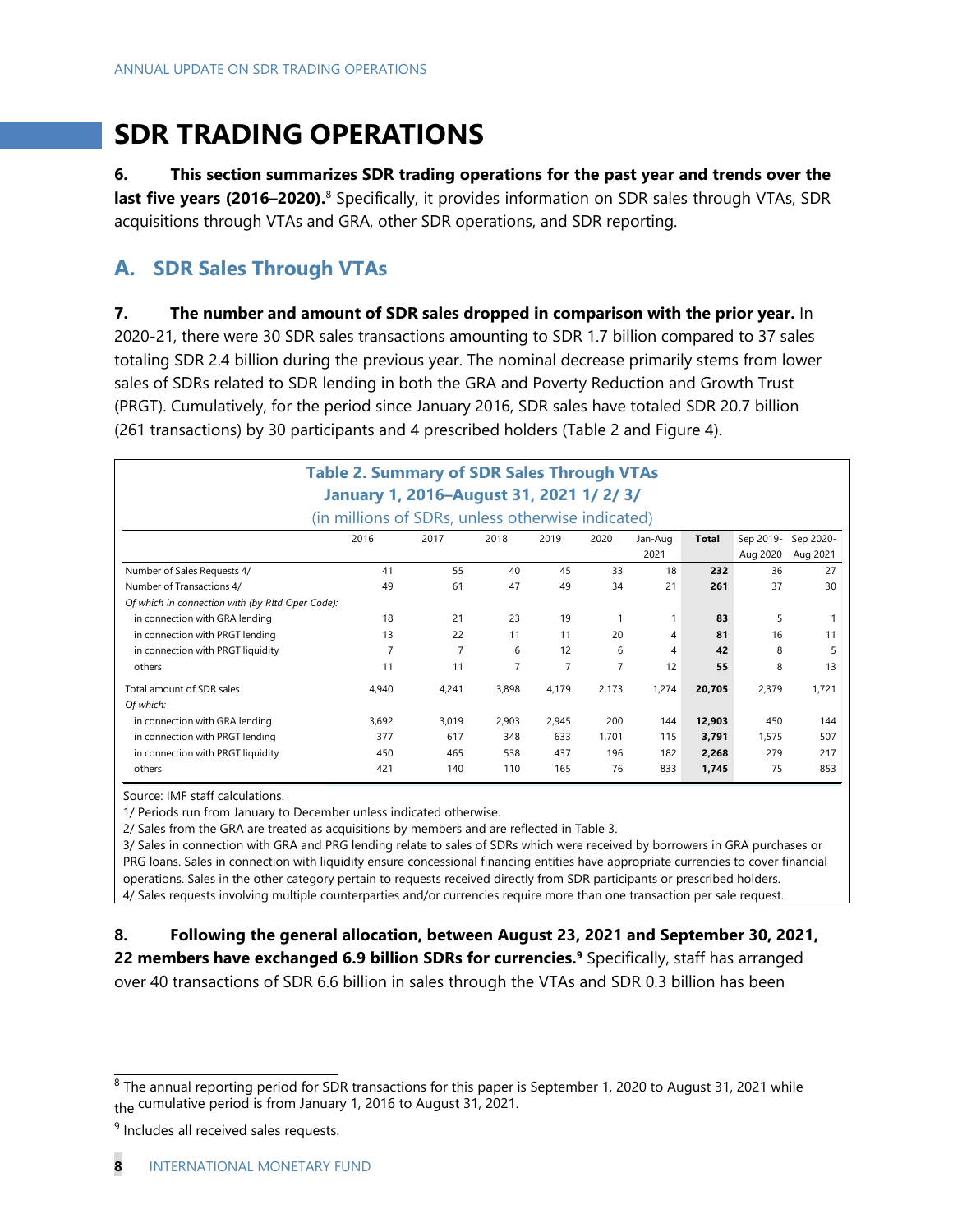# SDR TRADING OPERATIONS

**6. This section summarizes SDR trading operations for the past year and trends over the last five years (2016–2020).**[8] Specifically, it provides information on SDR sales through VTAs, SDR acquisitions through VTAs and GRA, other SDR operations, and SDR reporting.

## A. SDR Sales Through VTAs

**7. The number and amount of SDR sales dropped in comparison with the prior year.** In 2020-21, there were 30 SDR sales transactions amounting to SDR 1.7 billion compared to 37 sales totaling SDR 2.4 billion during the previous year. The nominal decrease primarily stems from lower sales of SDRs related to SDR lending in both the GRA and Poverty Reduction and Growth Trust (PRGT). Cumulatively, for the period since January 2016, SDR sales have totaled SDR 20.7 billion (261 transactions) by 30 participants and 4 prescribed holders (Table 2 and Figure 4).

**Table 2. Summary of SDR Sales Through VTAs**
**January 1, 2016–August 31, 2021 1/ 2/ 3/**
(in millions of SDRs, unless otherwise indicated)

| | 2016 | 2017 | 2018 | 2019 | 2020 | Jan-Aug 2021 | **Total** | Sep 2019-Aug 2020 | Sep 2020-Aug 2021 |
|---|---|---|---|---|---|---|---|---|---|
| Number of Sales Requests 4/ | 41 | 55 | 40 | 45 | 33 | 18 | **232** | 36 | 27 |
| Number of Transactions 4/ | 49 | 61 | 47 | 49 | 34 | 21 | **261** | 37 | 30 |
| *Of which in connection with (by Rltd Oper Code):* | | | | | | | | | |
| in connection with GRA lending | 18 | 21 | 23 | 19 | 1 | 1 | **83** | 5 | 1 |
| in connection with PRGT lending | 13 | 22 | 11 | 11 | 20 | 4 | **81** | 16 | 11 |
| in connection with PRGT liquidity | 7 | 7 | 6 | 12 | 6 | 4 | **42** | 8 | 5 |
| others | 11 | 11 | 7 | 7 | 7 | 12 | **55** | 8 | 13 |
| Total amount of SDR sales | 4,940 | 4,241 | 3,898 | 4,179 | 2,173 | 1,274 | **20,705** | 2,379 | 1,721 |
| *Of which:* | | | | | | | | | |
| in connection with GRA lending | 3,692 | 3,019 | 2,903 | 2,945 | 200 | 144 | **12,903** | 450 | 144 |
| in connection with PRGT lending | 377 | 617 | 348 | 633 | 1,701 | 115 | **3,791** | 1,575 | 507 |
| in connection with PRGT liquidity | 450 | 465 | 538 | 437 | 196 | 182 | **2,268** | 279 | 217 |
| others | 421 | 140 | 110 | 165 | 76 | 833 | **1,745** | 75 | 853 |

Source: IMF staff calculations.

1/ Periods run from January to December unless indicated otherwise.

2/ Sales from the GRA are treated as acquisitions by members and are reflected in Table 3.

3/ Sales in connection with GRA and PRG lending relate to sales of SDRs which were received by borrowers in GRA purchases or PRG loans. Sales in connection with liquidity ensure concessional financing entities have appropriate currencies to cover financial operations. Sales in the other category pertain to requests received directly from SDR participants or prescribed holders.

4/ Sales requests involving multiple counterparties and/or currencies require more than one transaction per sale request.

**8. Following the general allocation, between August 23, 2021 and September 30, 2021, 22 members have exchanged 6.9 billion SDRs for currencies.**[9] Specifically, staff has arranged over 40 transactions of SDR 6.6 billion in sales through the VTAs and SDR 0.3 billion has been

---

[8] The annual reporting period for SDR transactions for this paper is September 1, 2020 to August 31, 2021 while the cumulative period is from January 1, 2016 to August 31, 2021.

[9] Includes all received sales requests.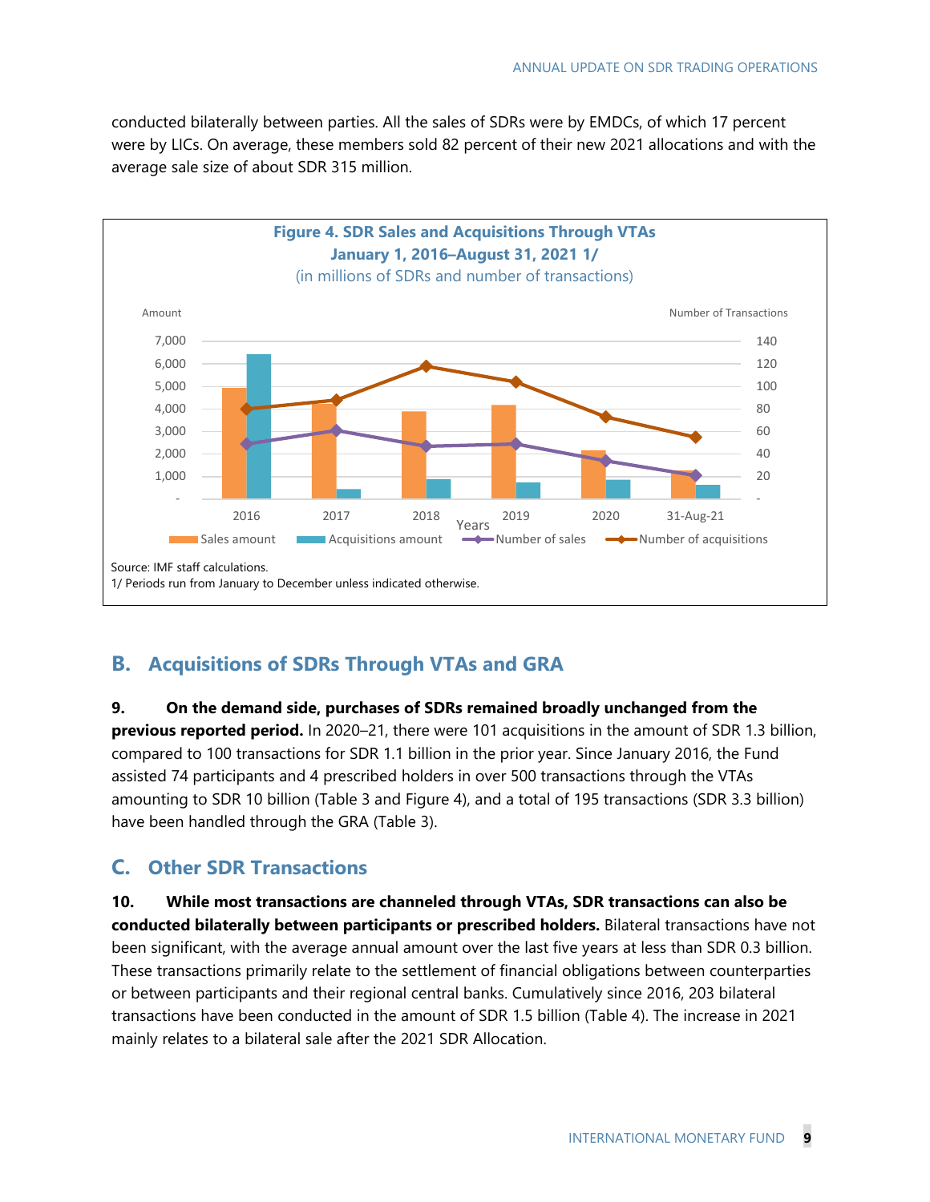conducted bilaterally between parties. All the sales of SDRs were by EMDCs, of which 17 percent were by LICs. On average, these members sold 82 percent of their new 2021 allocations and with the average sale size of about SDR 315 million.

**Figure 4. SDR Sales and Acquisitions Through VTAs**
**January 1, 2016–August 31, 2021 1/**
(in millions of SDRs and number of transactions)

Source: IMF staff calculations.
1/ Periods run from January to December unless indicated otherwise.

## B. Acquisitions of SDRs Through VTAs and GRA

**9. On the demand side, purchases of SDRs remained broadly unchanged from the previous reported period.** In 2020–21, there were 101 acquisitions in the amount of SDR 1.3 billion, compared to 100 transactions for SDR 1.1 billion in the prior year. Since January 2016, the Fund assisted 74 participants and 4 prescribed holders in over 500 transactions through the VTAs amounting to SDR 10 billion (Table 3 and Figure 4), and a total of 195 transactions (SDR 3.3 billion) have been handled through the GRA (Table 3).

## C. Other SDR Transactions

**10. While most transactions are channeled through VTAs, SDR transactions can also be conducted bilaterally between participants or prescribed holders.** Bilateral transactions have not been significant, with the average annual amount over the last five years at less than SDR 0.3 billion. These transactions primarily relate to the settlement of financial obligations between counterparties or between participants and their regional central banks. Cumulatively since 2016, 203 bilateral transactions have been conducted in the amount of SDR 1.5 billion (Table 4). The increase in 2021 mainly relates to a bilateral sale after the 2021 SDR Allocation.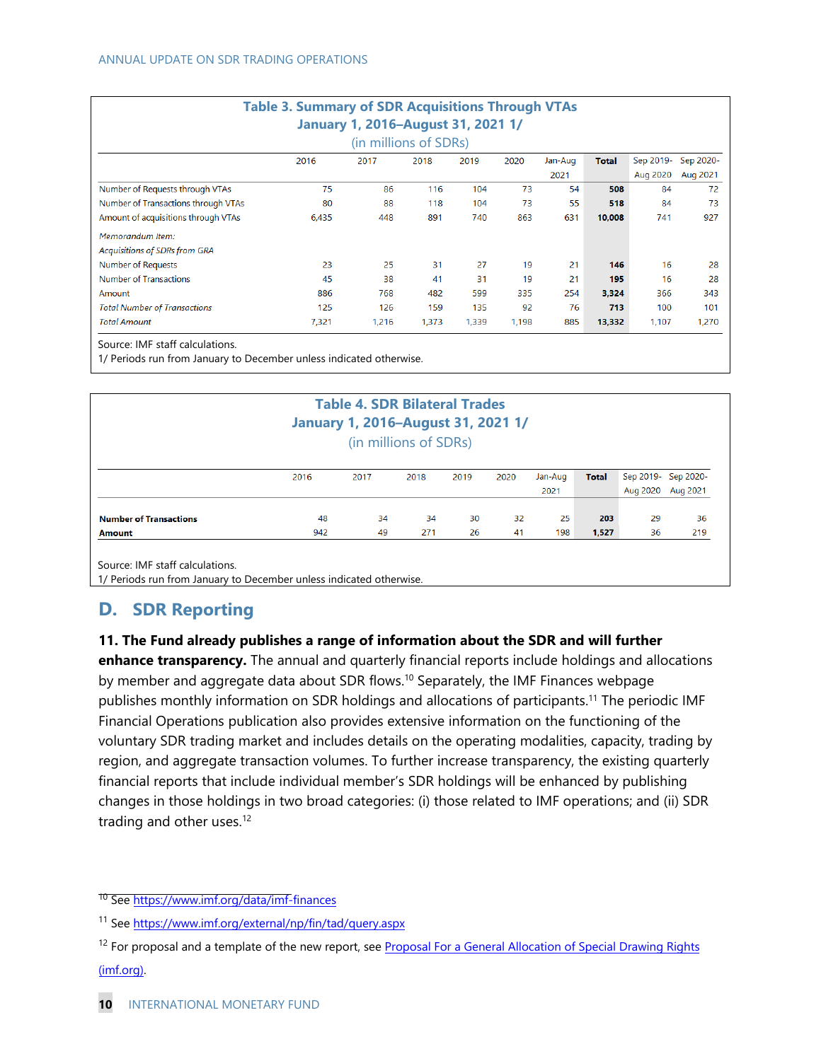**Table 3. Summary of SDR Acquisitions Through VTAs**
**January 1, 2016–August 31, 2021 1/**
(in millions of SDRs)

| | 2016 | 2017 | 2018 | 2019 | 2020 | Jan-Aug 2021 | Total | Sep 2019-Aug 2020 | Sep 2020-Aug 2021 |
|---|---|---|---|---|---|---|---|---|---|
| Number of Requests through VTAs | 75 | 86 | 116 | 104 | 73 | 54 | **508** | 84 | 72 |
| Number of Transactions through VTAs | 80 | 88 | 118 | 104 | 73 | 55 | **518** | 84 | 73 |
| Amount of acquisitions through VTAs | 6,435 | 448 | 891 | 740 | 863 | 631 | **10,008** | 741 | 927 |
| *Memorandum Item:* | | | | | | | | | |
| *Acquisitions of SDRs from GRA* | | | | | | | | | |
| Number of Requests | 23 | 25 | 31 | 27 | 19 | 21 | **146** | 16 | 28 |
| Number of Transactions | 45 | 38 | 41 | 31 | 19 | 21 | **195** | 16 | 28 |
| Amount | 886 | 768 | 482 | 599 | 335 | 254 | **3,324** | 366 | 343 |
| *Total Number of Transactions* | 125 | 126 | 159 | 135 | 92 | 76 | **713** | 100 | 101 |
| *Total Amount* | 7,321 | 1,216 | 1,373 | 1,339 | 1,198 | 885 | **13,332** | 1,107 | 1,270 |

Source: IMF staff calculations.
1/ Periods run from January to December unless indicated otherwise.

**Table 4. SDR Bilateral Trades**
**January 1, 2016–August 31, 2021 1/**
(in millions of SDRs)

| | 2016 | 2017 | 2018 | 2019 | 2020 | Jan-Aug 2021 | Total | Sep 2019-Aug 2020 | Sep 2020-Aug 2021 |
|---|---|---|---|---|---|---|---|---|---|
| **Number of Transactions** | 48 | 34 | 34 | 30 | 32 | 25 | **203** | 29 | 36 |
| **Amount** | 942 | 49 | 271 | 26 | 41 | 198 | **1,527** | 36 | 219 |

Source: IMF staff calculations.
1/ Periods run from January to December unless indicated otherwise.

## D. SDR Reporting

**11. The Fund already publishes a range of information about the SDR and will further enhance transparency.** The annual and quarterly financial reports include holdings and allocations by member and aggregate data about SDR flows.[10] Separately, the IMF Finances webpage publishes monthly information on SDR holdings and allocations of participants.[11] The periodic IMF Financial Operations publication also provides extensive information on the functioning of the voluntary SDR trading market and includes details on the operating modalities, capacity, trading by region, and aggregate transaction volumes. To further increase transparency, the existing quarterly financial reports that include individual member's SDR holdings will be enhanced by publishing changes in those holdings in two broad categories: (i) those related to IMF operations; and (ii) SDR trading and other uses.[12]

[10] See https://www.imf.org/data/imf-finances

[11] See https://www.imf.org/external/np/fin/tad/query.aspx

[12] For proposal and a template of the new report, see Proposal For a General Allocation of Special Drawing Rights (imf.org).